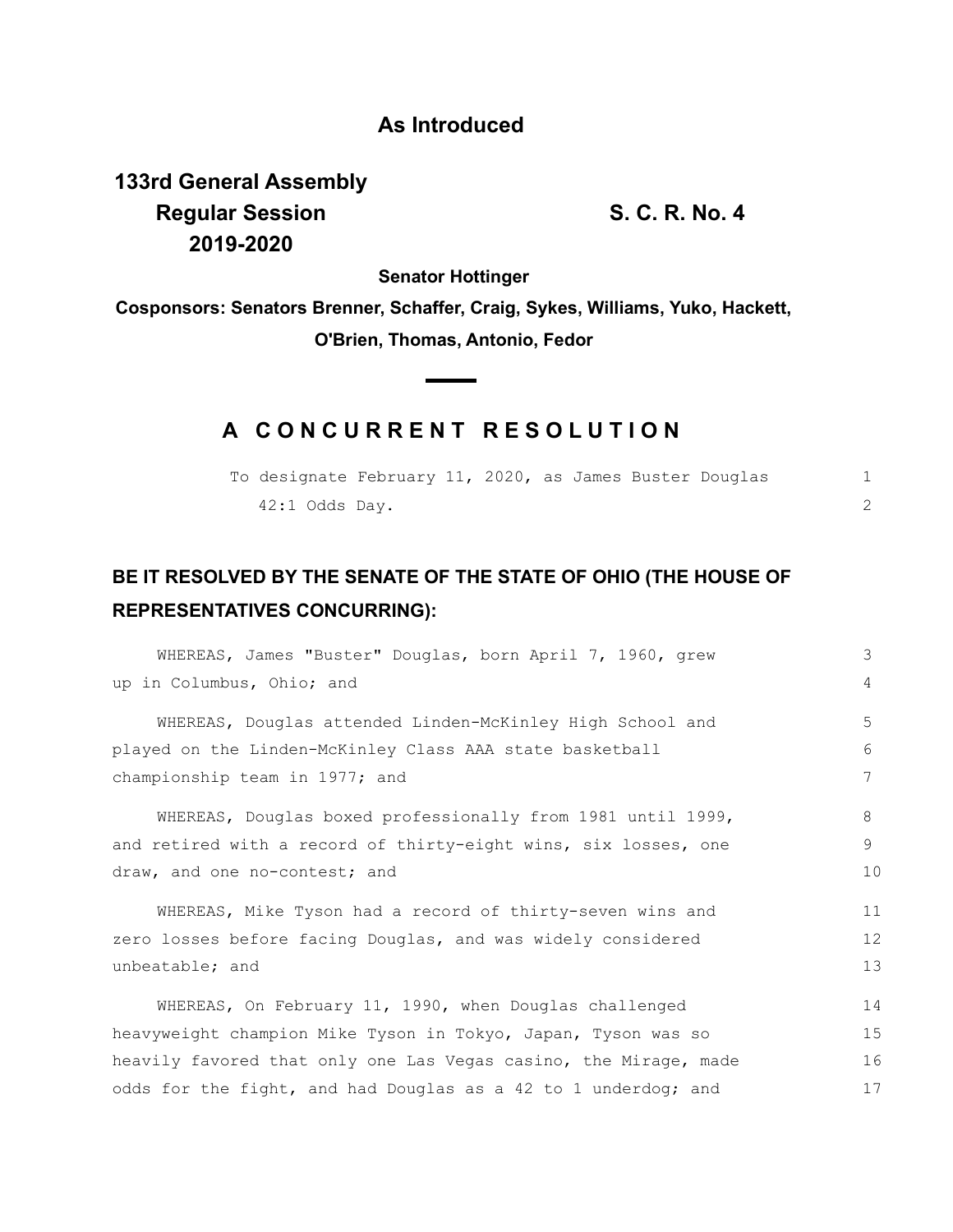**As Introduced**

**133rd General Assembly**
**Regular Session**
**2019-2020**

**S. C. R. No. 4**

**Senator Hottinger**

**Cosponsors: Senators Brenner, Schaffer, Craig, Sykes, Williams, Yuko, Hackett, O'Brien, Thomas, Antonio, Fedor**

---

## A CONCURRENT RESOLUTION

To designate February 11, 2020, as James Buster Douglas 42:1 Odds Day.

**BE IT RESOLVED BY THE SENATE OF THE STATE OF OHIO (THE HOUSE OF REPRESENTATIVES CONCURRING):**

WHEREAS, James "Buster" Douglas, born April 7, 1960, grew up in Columbus, Ohio; and

WHEREAS, Douglas attended Linden-McKinley High School and played on the Linden-McKinley Class AAA state basketball championship team in 1977; and

WHEREAS, Douglas boxed professionally from 1981 until 1999, and retired with a record of thirty-eight wins, six losses, one draw, and one no-contest; and

WHEREAS, Mike Tyson had a record of thirty-seven wins and zero losses before facing Douglas, and was widely considered unbeatable; and

WHEREAS, On February 11, 1990, when Douglas challenged heavyweight champion Mike Tyson in Tokyo, Japan, Tyson was so heavily favored that only one Las Vegas casino, the Mirage, made odds for the fight, and had Douglas as a 42 to 1 underdog; and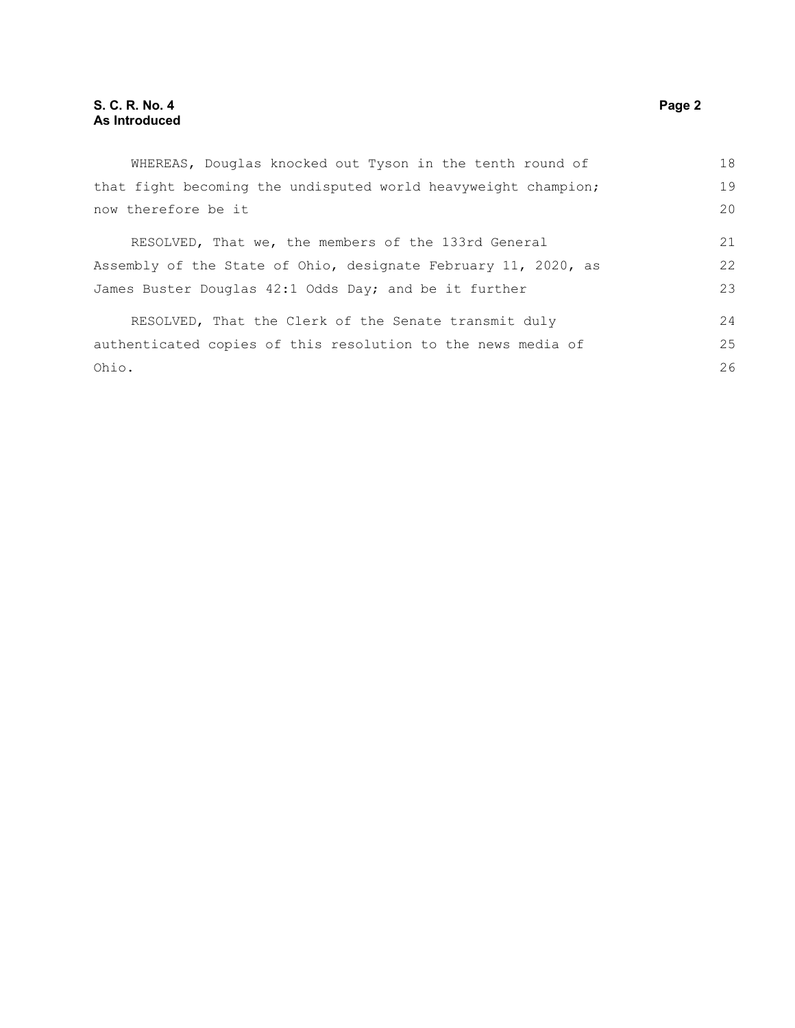WHEREAS, Douglas knocked out Tyson in the tenth round of that fight becoming the undisputed world heavyweight champion; now therefore be it

RESOLVED, That we, the members of the 133rd General Assembly of the State of Ohio, designate February 11, 2020, as James Buster Douglas 42:1 Odds Day; and be it further

RESOLVED, That the Clerk of the Senate transmit duly authenticated copies of this resolution to the news media of Ohio.